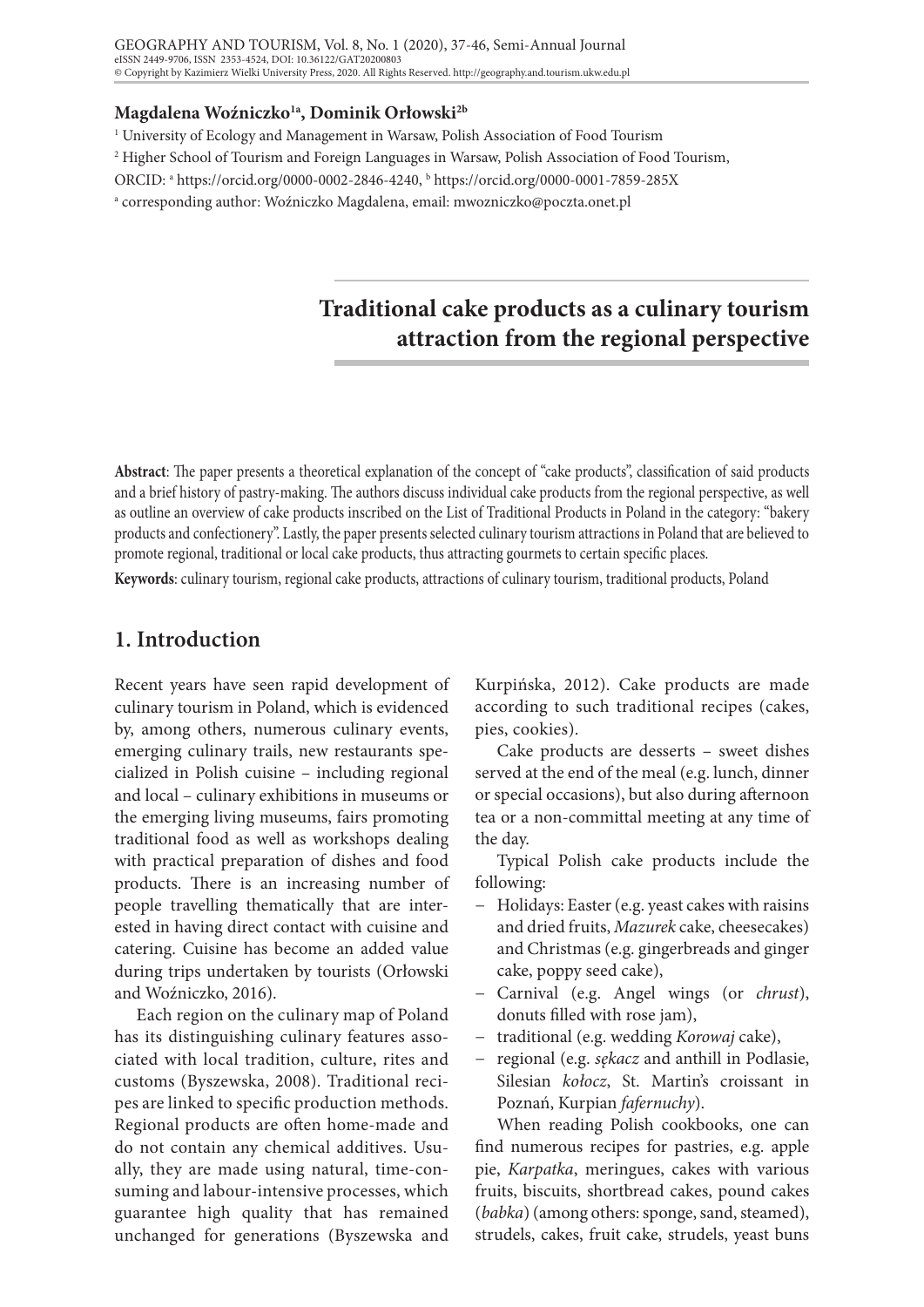**Magdalena Woźniczko[1a], Dominik Orłowski[2b]**

[1] University of Ecology and Management in Warsaw, Polish Association of Food Tourism

[2] Higher School of Tourism and Foreign Languages in Warsaw, Polish Association of Food Tourism,

ORCID: [a] https://orcid.org/0000-0002-2846-4240, [b] https://orcid.org/0000-0001-7859-285X

[a] corresponding author: Woźniczko Magdalena, email: mwozniczko@poczta.onet.pl

# Traditional cake products as a culinary tourism attraction from the regional perspective

**Abstract**: The paper presents a theoretical explanation of the concept of "cake products", classification of said products and a brief history of pastry-making. The authors discuss individual cake products from the regional perspective, as well as outline an overview of cake products inscribed on the List of Traditional Products in Poland in the category: "bakery products and confectionery". Lastly, the paper presents selected culinary tourism attractions in Poland that are believed to promote regional, traditional or local cake products, thus attracting gourmets to certain specific places.

**Keywords**: culinary tourism, regional cake products, attractions of culinary tourism, traditional products, Poland

## 1. Introduction

Recent years have seen rapid development of culinary tourism in Poland, which is evidenced by, among others, numerous culinary events, emerging culinary trails, new restaurants specialized in Polish cuisine – including regional and local – culinary exhibitions in museums or the emerging living museums, fairs promoting traditional food as well as workshops dealing with practical preparation of dishes and food products. There is an increasing number of people travelling thematically that are interested in having direct contact with cuisine and catering. Cuisine has become an added value during trips undertaken by tourists (Orłowski and Woźniczko, 2016).

Each region on the culinary map of Poland has its distinguishing culinary features associated with local tradition, culture, rites and customs (Byszewska, 2008). Traditional recipes are linked to specific production methods. Regional products are often home-made and do not contain any chemical additives. Usually, they are made using natural, time-consuming and labour-intensive processes, which guarantee high quality that has remained unchanged for generations (Byszewska and Kurpińska, 2012). Cake products are made according to such traditional recipes (cakes, pies, cookies).

Cake products are desserts – sweet dishes served at the end of the meal (e.g. lunch, dinner or special occasions), but also during afternoon tea or a non-committal meeting at any time of the day.

Typical Polish cake products include the following:

- Holidays: Easter (e.g. yeast cakes with raisins and dried fruits, *Mazurek* cake, cheesecakes) and Christmas (e.g. gingerbreads and ginger cake, poppy seed cake),
- Carnival (e.g. Angel wings (or *chrust*), donuts filled with rose jam),
- traditional (e.g. wedding *Korowaj* cake),
- regional (e.g. *sękacz* and anthill in Podlasie, Silesian *kołocz*, St. Martin's croissant in Poznań, Kurpian *fafernuchy*).

When reading Polish cookbooks, one can find numerous recipes for pastries, e.g. apple pie, *Karpatka*, meringues, cakes with various fruits, biscuits, shortbread cakes, pound cakes (*babka*) (among others: sponge, sand, steamed), strudels, cakes, fruit cake, strudels, yeast buns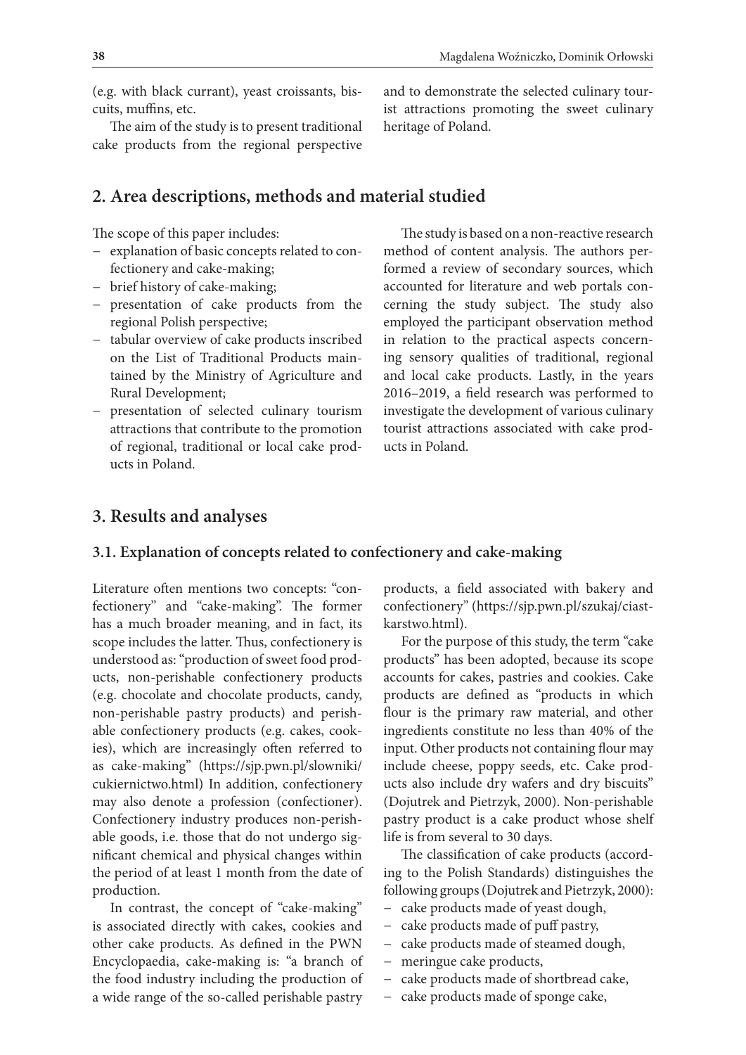(e.g. with black currant), yeast croissants, biscuits, muffins, etc.

The aim of the study is to present traditional cake products from the regional perspective and to demonstrate the selected culinary tourist attractions promoting the sweet culinary heritage of Poland.

## 2. Area descriptions, methods and material studied

The scope of this paper includes:

- explanation of basic concepts related to confectionery and cake-making;
- brief history of cake-making;
- presentation of cake products from the regional Polish perspective;
- tabular overview of cake products inscribed on the List of Traditional Products maintained by the Ministry of Agriculture and Rural Development;
- presentation of selected culinary tourism attractions that contribute to the promotion of regional, traditional or local cake products in Poland.

The study is based on a non-reactive research method of content analysis. The authors performed a review of secondary sources, which accounted for literature and web portals concerning the study subject. The study also employed the participant observation method in relation to the practical aspects concerning sensory qualities of traditional, regional and local cake products. Lastly, in the years 2016–2019, a field research was performed to investigate the development of various culinary tourist attractions associated with cake products in Poland.

## 3. Results and analyses

### 3.1. Explanation of concepts related to confectionery and cake-making

Literature often mentions two concepts: "confectionery" and "cake-making". The former has a much broader meaning, and in fact, its scope includes the latter. Thus, confectionery is understood as: "production of sweet food products, non-perishable confectionery products (e.g. chocolate and chocolate products, candy, non-perishable pastry products) and perishable confectionery products (e.g. cakes, cookies), which are increasingly often referred to as cake-making" (https://sjp.pwn.pl/slowniki/cukiernictwo.html) In addition, confectionery may also denote a profession (confectioner). Confectionery industry produces non-perishable goods, i.e. those that do not undergo significant chemical and physical changes within the period of at least 1 month from the date of production.

In contrast, the concept of "cake-making" is associated directly with cakes, cookies and other cake products. As defined in the PWN Encyclopaedia, cake-making is: "a branch of the food industry including the production of a wide range of the so-called perishable pastry products, a field associated with bakery and confectionery" (https://sjp.pwn.pl/szukaj/ciastkarstwo.html).

For the purpose of this study, the term "cake products" has been adopted, because its scope accounts for cakes, pastries and cookies. Cake products are defined as "products in which flour is the primary raw material, and other ingredients constitute no less than 40% of the input. Other products not containing flour may include cheese, poppy seeds, etc. Cake products also include dry wafers and dry biscuits" (Dojutrek and Pietrzyk, 2000). Non-perishable pastry product is a cake product whose shelf life is from several to 30 days.

The classification of cake products (according to the Polish Standards) distinguishes the following groups (Dojutrek and Pietrzyk, 2000):

- cake products made of yeast dough,
- cake products made of puff pastry,
- cake products made of steamed dough,
- meringue cake products,
- cake products made of shortbread cake,
- cake products made of sponge cake,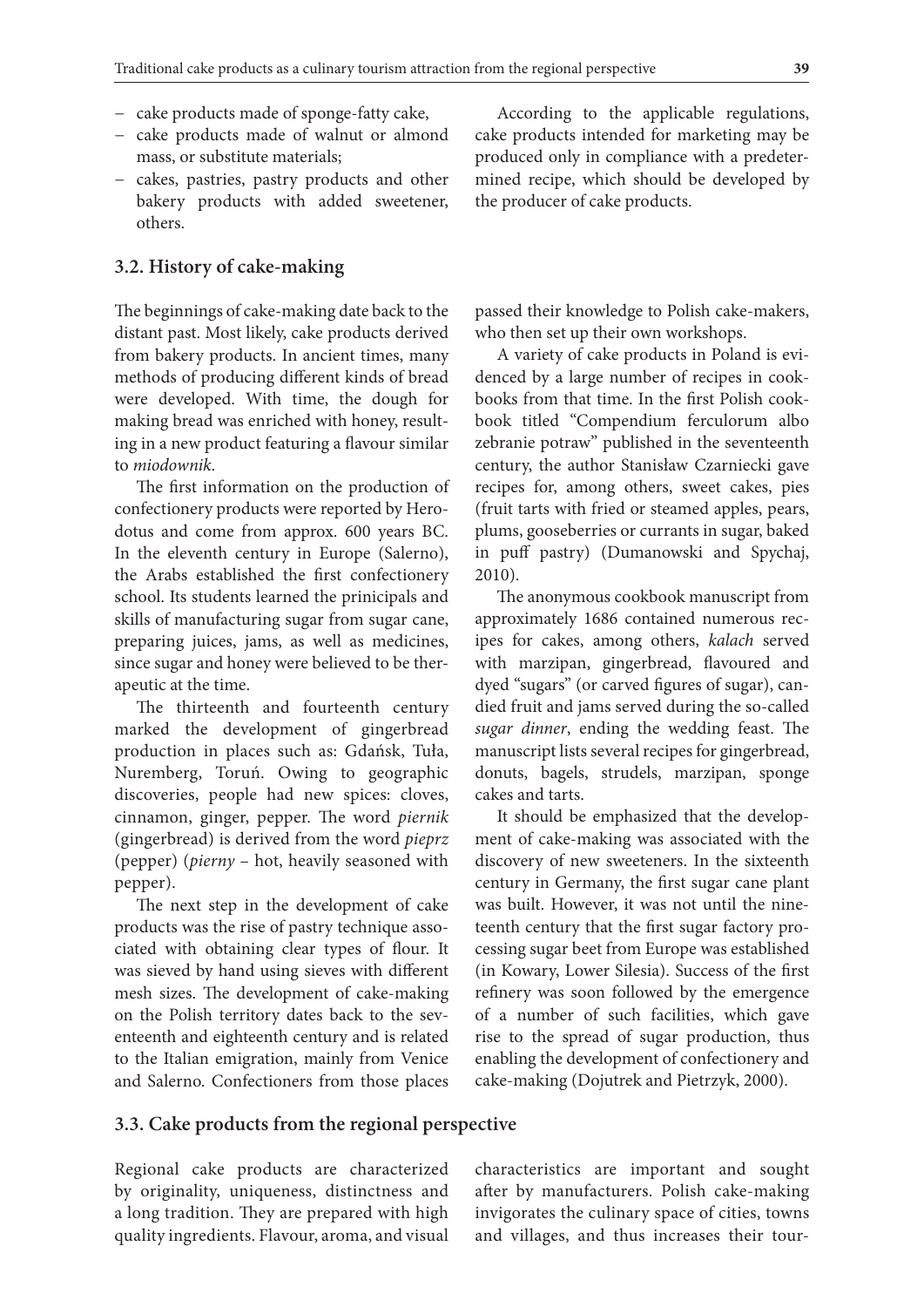- cake products made of sponge-fatty cake,
- cake products made of walnut or almond mass, or substitute materials;
- cakes, pastries, pastry products and other bakery products with added sweetener, others.

According to the applicable regulations, cake products intended for marketing may be produced only in compliance with a predetermined recipe, which should be developed by the producer of cake products.

### 3.2. History of cake-making

The beginnings of cake-making date back to the distant past. Most likely, cake products derived from bakery products. In ancient times, many methods of producing different kinds of bread were developed. With time, the dough for making bread was enriched with honey, resulting in a new product featuring a flavour similar to *miodownik*.

The first information on the production of confectionery products were reported by Herodotus and come from approx. 600 years BC. In the eleventh century in Europe (Salerno), the Arabs established the first confectionery school. Its students learned the prinicipals and skills of manufacturing sugar from sugar cane, preparing juices, jams, as well as medicines, since sugar and honey were believed to be therapeutic at the time.

The thirteenth and fourteenth century marked the development of gingerbread production in places such as: Gdańsk, Tuła, Nuremberg, Toruń. Owing to geographic discoveries, people had new spices: cloves, cinnamon, ginger, pepper. The word *piernik* (gingerbread) is derived from the word *pieprz* (pepper) (*pierny* – hot, heavily seasoned with pepper).

The next step in the development of cake products was the rise of pastry technique associated with obtaining clear types of flour. It was sieved by hand using sieves with different mesh sizes. The development of cake-making on the Polish territory dates back to the seventeenth and eighteenth century and is related to the Italian emigration, mainly from Venice and Salerno. Confectioners from those places passed their knowledge to Polish cake-makers, who then set up their own workshops.

A variety of cake products in Poland is evidenced by a large number of recipes in cookbooks from that time. In the first Polish cookbook titled "Compendium ferculorum albo zebranie potraw" published in the seventeenth century, the author Stanisław Czarniecki gave recipes for, among others, sweet cakes, pies (fruit tarts with fried or steamed apples, pears, plums, gooseberries or currants in sugar, baked in puff pastry) (Dumanowski and Spychaj, 2010).

The anonymous cookbook manuscript from approximately 1686 contained numerous recipes for cakes, among others, *kalach* served with marzipan, gingerbread, flavoured and dyed "sugars" (or carved figures of sugar), candied fruit and jams served during the so-called *sugar dinner*, ending the wedding feast. The manuscript lists several recipes for gingerbread, donuts, bagels, strudels, marzipan, sponge cakes and tarts.

It should be emphasized that the development of cake-making was associated with the discovery of new sweeteners. In the sixteenth century in Germany, the first sugar cane plant was built. However, it was not until the nineteenth century that the first sugar factory processing sugar beet from Europe was established (in Kowary, Lower Silesia). Success of the first refinery was soon followed by the emergence of a number of such facilities, which gave rise to the spread of sugar production, thus enabling the development of confectionery and cake-making (Dojutrek and Pietrzyk, 2000).

### 3.3. Cake products from the regional perspective

Regional cake products are characterized by originality, uniqueness, distinctness and a long tradition. They are prepared with high quality ingredients. Flavour, aroma, and visual characteristics are important and sought after by manufacturers. Polish cake-making invigorates the culinary space of cities, towns and villages, and thus increases their tour-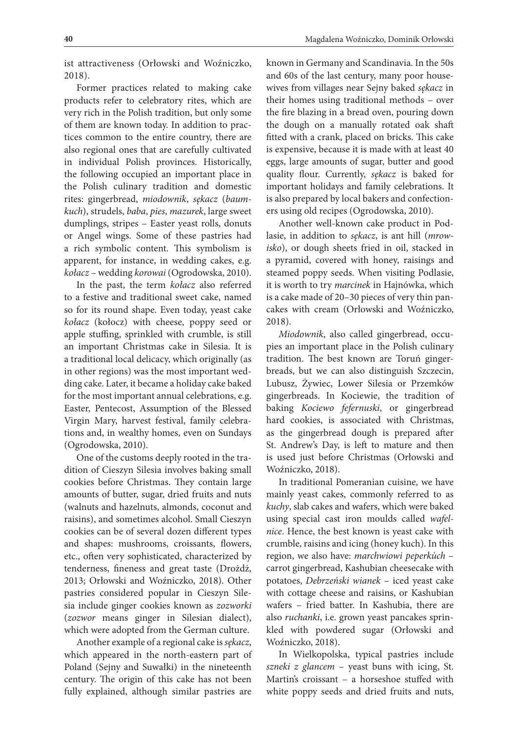ist attractiveness (Orłowski and Woźniczko, 2018).

Former practices related to making cake products refer to celebratory rites, which are very rich in the Polish tradition, but only some of them are known today. In addition to practices common to the entire country, there are also regional ones that are carefully cultivated in individual Polish provinces. Historically, the following occupied an important place in the Polish culinary tradition and domestic rites: gingerbread, *miodownik*, *sękacz* (*baumkuch*), strudels, *baba*, *pies*, *mazurek*, large sweet dumplings, stripes – Easter yeast rolls, donuts or Angel wings. Some of these pastries had a rich symbolic content. This symbolism is apparent, for instance, in wedding cakes, e.g. *kołacz* – wedding *korowai* (Ogrodowska, 2010).

In the past, the term *kołacz* also referred to a festive and traditional sweet cake, named so for its round shape. Even today, yeast cake *kołacz* (kołocz) with cheese, poppy seed or apple stuffing, sprinkled with crumble, is still an important Christmas cake in Silesia. It is a traditional local delicacy, which originally (as in other regions) was the most important wedding cake. Later, it became a holiday cake baked for the most important annual celebrations, e.g. Easter, Pentecost, Assumption of the Blessed Virgin Mary, harvest festival, family celebrations and, in wealthy homes, even on Sundays (Ogrodowska, 2010).

One of the customs deeply rooted in the tradition of Cieszyn Silesia involves baking small cookies before Christmas. They contain large amounts of butter, sugar, dried fruits and nuts (walnuts and hazelnuts, almonds, coconut and raisins), and sometimes alcohol. Small Cieszyn cookies can be of several dozen different types and shapes: mushrooms, croissants, flowers, etc., often very sophisticated, characterized by tenderness, fineness and great taste (Drożdż, 2013; Orłowski and Woźniczko, 2018). Other pastries considered popular in Cieszyn Silesia include ginger cookies known as *zozworki* (*zozwor* means ginger in Silesian dialect), which were adopted from the German culture.

Another example of a regional cake is *sękacz*, which appeared in the north-eastern part of Poland (Sejny and Suwałki) in the nineteenth century. The origin of this cake has not been fully explained, although similar pastries are known in Germany and Scandinavia. In the 50s and 60s of the last century, many poor housewives from villages near Sejny baked *sękacz* in their homes using traditional methods – over the fire blazing in a bread oven, pouring down the dough on a manually rotated oak shaft fitted with a crank, placed on bricks. This cake is expensive, because it is made with at least 40 eggs, large amounts of sugar, butter and good quality flour. Currently, *sękacz* is baked for important holidays and family celebrations. It is also prepared by local bakers and confectioners using old recipes (Ogrodowska, 2010).

Another well-known cake product in Podlasie, in addition to *sękacz*, is ant hill (*mrowisko*), or dough sheets fried in oil, stacked in a pyramid, covered with honey, raisings and steamed poppy seeds. When visiting Podlasie, it is worth to try *marcinek* in Hajnówka, which is a cake made of 20–30 pieces of very thin pancakes with cream (Orłowski and Woźniczko, 2018).

*Miodownik*, also called gingerbread, occupies an important place in the Polish culinary tradition. The best known are Toruń gingerbreads, but we can also distinguish Szczecin, Lubusz, Żywiec, Lower Silesia or Przemków gingerbreads. In Kociewie, the tradition of baking *Kociewo fefernuski*, or gingerbread hard cookies, is associated with Christmas, as the gingerbread dough is prepared after St. Andrew's Day, is left to mature and then is used just before Christmas (Orłowski and Woźniczko, 2018).

In traditional Pomeranian cuisine, we have mainly yeast cakes, commonly referred to as *kuchy*, slab cakes and wafers, which were baked using special cast iron moulds called *wafelnice*. Hence, the best known is yeast cake with crumble, raisins and icing (honey kuch). In this region, we also have: *marchwiowi peperkùch* – carrot gingerbread, Kashubian cheesecake with potatoes, *Debrzeński wianek* – iced yeast cake with cottage cheese and raisins, or Kashubian wafers – fried batter. In Kashubia, there are also *ruchanki*, i.e. grown yeast pancakes sprinkled with powdered sugar (Orłowski and Woźniczko, 2018).

In Wielkopolska, typical pastries include *szneki z glancem* – yeast buns with icing, St. Martin's croissant – a horseshoe stuffed with white poppy seeds and dried fruits and nuts,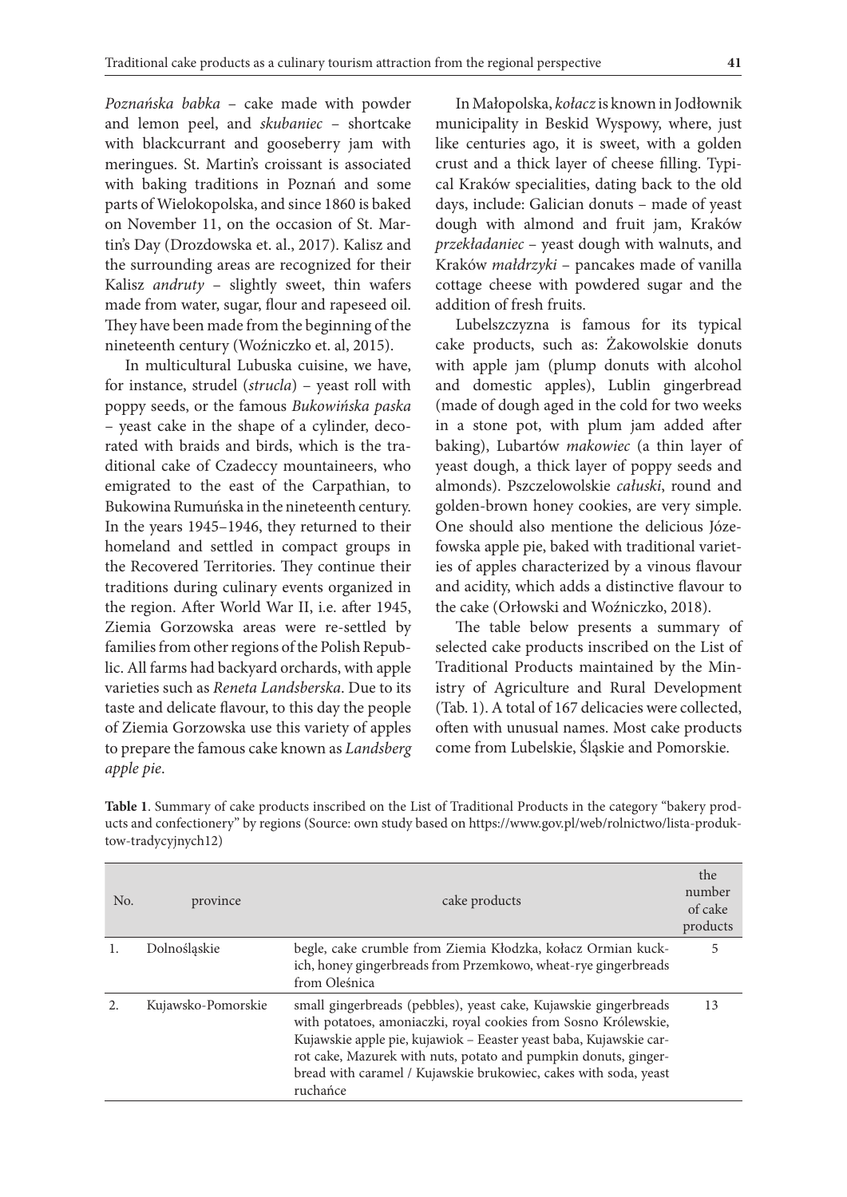*Poznańska babka* – cake made with powder and lemon peel, and *skubaniec* – shortcake with blackcurrant and gooseberry jam with meringues. St. Martin's croissant is associated with baking traditions in Poznań and some parts of Wielokopolska, and since 1860 is baked on November 11, on the occasion of St. Martin's Day (Drozdowska et. al., 2017). Kalisz and the surrounding areas are recognized for their Kalisz *andruty* – slightly sweet, thin wafers made from water, sugar, flour and rapeseed oil. They have been made from the beginning of the nineteenth century (Woźniczko et. al, 2015).

In multicultural Lubuska cuisine, we have, for instance, strudel (*strucla*) – yeast roll with poppy seeds, or the famous *Bukowińska paska* – yeast cake in the shape of a cylinder, decorated with braids and birds, which is the traditional cake of Czadeccy mountaineers, who emigrated to the east of the Carpathian, to Bukowina Rumuńska in the nineteenth century. In the years 1945–1946, they returned to their homeland and settled in compact groups in the Recovered Territories. They continue their traditions during culinary events organized in the region. After World War II, i.e. after 1945, Ziemia Gorzowska areas were re-settled by families from other regions of the Polish Republic. All farms had backyard orchards, with apple varieties such as *Reneta Landsberska*. Due to its taste and delicate flavour, to this day the people of Ziemia Gorzowska use this variety of apples to prepare the famous cake known as *Landsberg apple pie*.

In Małopolska, *kołacz* is known in Jodłownik municipality in Beskid Wyspowy, where, just like centuries ago, it is sweet, with a golden crust and a thick layer of cheese filling. Typical Kraków specialities, dating back to the old days, include: Galician donuts – made of yeast dough with almond and fruit jam, Kraków *przekładaniec* – yeast dough with walnuts, and Kraków *małdrzyki* – pancakes made of vanilla cottage cheese with powdered sugar and the addition of fresh fruits.

Lubelszczyzna is famous for its typical cake products, such as: Żakowolskie donuts with apple jam (plump donuts with alcohol and domestic apples), Lublin gingerbread (made of dough aged in the cold for two weeks in a stone pot, with plum jam added after baking), Lubartów *makowiec* (a thin layer of yeast dough, a thick layer of poppy seeds and almonds). Pszczelowolskie *całuski*, round and golden-brown honey cookies, are very simple. One should also mentione the delicious Józefowska apple pie, baked with traditional varieties of apples characterized by a vinous flavour and acidity, which adds a distinctive flavour to the cake (Orłowski and Woźniczko, 2018).

The table below presents a summary of selected cake products inscribed on the List of Traditional Products maintained by the Ministry of Agriculture and Rural Development (Tab. 1). A total of 167 delicacies were collected, often with unusual names. Most cake products come from Lubelskie, Śląskie and Pomorskie.

**Table 1**. Summary of cake products inscribed on the List of Traditional Products in the category "bakery products and confectionery" by regions (Source: own study based on https://www.gov.pl/web/rolnictwo/lista-produktow-tradycyjnych12)

| No. | province | cake products | the number of cake products |
|---|---|---|---|
| 1. | Dolnośląskie | begle, cake crumble from Ziemia Kłodzka, kołacz Ormian kuckich, honey gingerbreads from Przemkowo, wheat-rye gingerbreads from Oleśnica | 5 |
| 2. | Kujawsko-Pomorskie | small gingerbreads (pebbles), yeast cake, Kujawskie gingerbreads with potatoes, amoniaczki, royal cookies from Sosno Królewskie, Kujawskie apple pie, kujawiok – Eeaster yeast baba, Kujawskie carrot cake, Mazurek with nuts, potato and pumpkin donuts, gingerbread with caramel / Kujawskie brukowiec, cakes with soda, yeast ruchańce | 13 |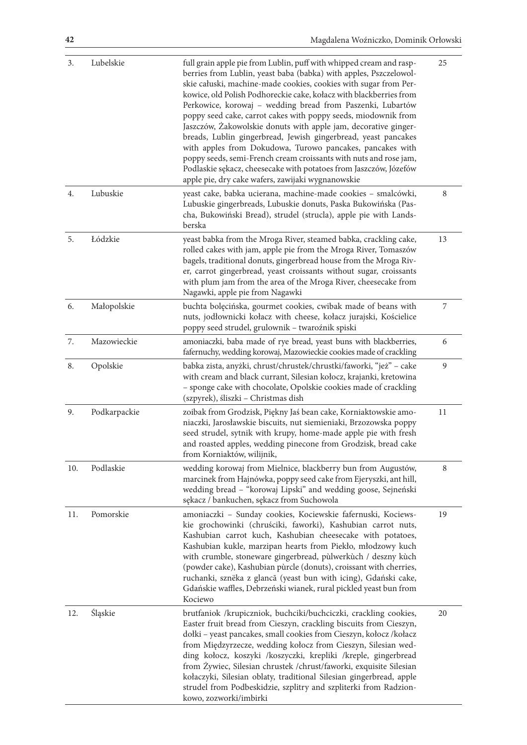| 3. | Lubelskie | full grain apple pie from Lublin, puff with whipped cream and raspberries from Lublin, yeast baba (babka) with apples, Pszczelowolskie całuski, machine-made cookies, cookies with sugar from Perkowice, old Polish Podhoreckie cake, kołacz with blackberries from Perkowice, korowaj – wedding bread from Paszenki, Lubartów poppy seed cake, carrot cakes with poppy seeds, miodownik from Jaszczów, Żakowolskie donuts with apple jam, decorative gingerbreads, Lublin gingerbread, Jewish gingerbread, yeast pancakes with apples from Dokudowa, Turowo pancakes, pancakes with poppy seeds, semi-French cream croissants with nuts and rose jam, Podlaskie sękacz, cheesecake with potatoes from Jaszczów, Józefów apple pie, dry cake wafers, zawijaki wygnanowskie | 25 |
|---|---|---|---|
| 4. | Lubuskie | yeast cake, babka ucierana, machine-made cookies – smalcówki, Lubuskie gingerbreads, Lubuskie donuts, Paska Bukowińska (Pascha, Bukowiński Bread), strudel (strucla), apple pie with Landsberska | 8 |
| 5. | Łódzkie | yeast babka from the Mroga River, steamed babka, crackling cake, rolled cakes with jam, apple pie from the Mroga River, Tomaszów bagels, traditional donuts, gingerbread house from the Mroga River, carrot gingerbread, yeast croissants without sugar, croissants with plum jam from the area of the Mroga River, cheesecake from Nagawki, apple pie from Nagawki | 13 |
| 6. | Małopolskie | buchta bolęcińska, gourmet cookies, cwibak made of beans with nuts, jodłownicki kołacz with cheese, kołacz jurajski, Kościelice poppy seed strudel, grulownik – twaroźnik spiski | 7 |
| 7. | Mazowieckie | amoniaczki, baba made of rye bread, yeast buns with blackberries, fafernuchy, wedding korowaj, Mazowieckie cookies made of crackling | 6 |
| 8. | Opolskie | babka zista, anyżki, chrust/chrustek/chrustki/faworki, "jeż" – cake with cream and black currant, Silesian kołocz, krajanki, kretowina – sponge cake with chocolate, Opolskie cookies made of crackling (szpyrek), śliszki – Christmas dish | 9 |
| 9. | Podkarpackie | zoibak from Grodzisk, Piękny Jaś bean cake, Korniaktowskie amoniaczki, Jarosławskie biscuits, nut siemieniaki, Brzozowska poppy seed strudel, sytnik with krupy, home-made apple pie with fresh and roasted apples, wedding pinecone from Grodzisk, bread cake from Korniaktów, wilijnik, | 11 |
| 10. | Podlaskie | wedding korowaj from Mielnice, blackberry bun from Augustów, marcinek from Hajnówka, poppy seed cake from Ejeryszki, ant hill, wedding bread – "korowaj Lipski" and wedding goose, Sejneński sękacz / bankuchen, sękacz from Suchowola | 8 |
| 11. | Pomorskie | amoniaczki – Sunday cookies, Kociewskie fafernuski, Kociewskie grochowinki (chruściki, faworki), Kashubian carrot nuts, Kashubian carrot kuch, Kashubian cheesecake with potatoes, Kashubian kukle, marzipan hearts from Piekło, młodzowy kuch with crumble, stoneware gingerbread, pùlwerkùch / deszny kùch (powder cake), Kashubian pùrcle (donuts), croissant with cherries, ruchanki, sznëka z glancā (yeast bun with icing), Gdański cake, Gdańskie waffles, Debrzeński wianek, rural pickled yeast bun from Kociewo | 19 |
| 12. | Śląskie | brutfaniok /krupiczniok, buchciki/buchciczki, crackling cookies, Easter fruit bread from Cieszyn, crackling biscuits from Cieszyn, dołki – yeast pancakes, small cookies from Cieszyn, kołocz /kołacz from Międzyrzecze, wedding kołocz from Cieszyn, Silesian wedding kołocz, koszyki /koszyczki, krepliki /kreple, gingerbread from Żywiec, Silesian chrustek /chrust/faworki, exquisite Silesian kołaczyki, Silesian oblaty, traditional Silesian gingerbread, apple strudel from Podbeskidzie, szplitry and szpliterki from Radzionkowo, zozworki/imbirki | 20 |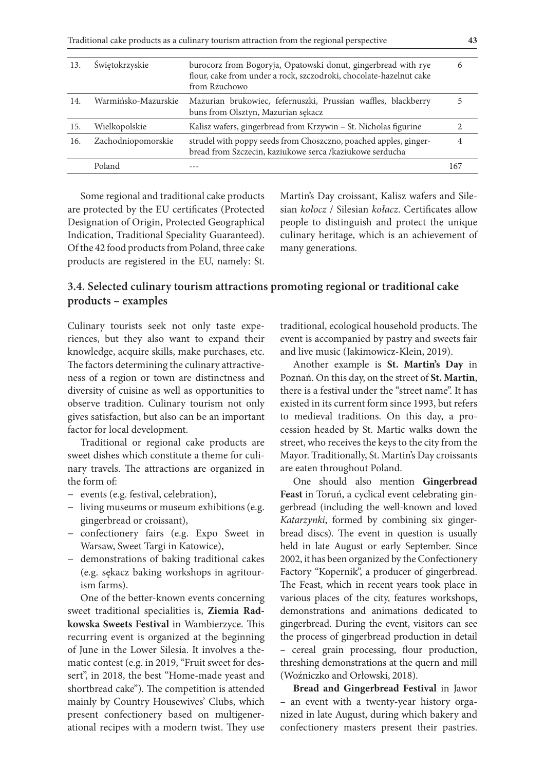| 13. | Świętokrzyskie | burocorz from Bogoryja, Opatowski donut, gingerbread with rye flour, cake from under a rock, szczodroki, chocolate-hazelnut cake from Rżuchowo | 6 |
|---|---|---|---|
| 14. | Warmińsko-Mazurskie | Mazurian brukowiec, fefernuszki, Prussian waffles, blackberry buns from Olsztyn, Mazurian sękacz | 5 |
| 15. | Wielkopolskie | Kalisz wafers, gingerbread from Krzywin – St. Nicholas figurine | 2 |
| 16. | Zachodniopomorskie | strudel with poppy seeds from Choszczno, poached apples, gingerbread from Szczecin, kaziukowe serca /kaziukowe serducha | 4 |
| | Poland | --- | 167 |

Some regional and traditional cake products are protected by the EU certificates (Protected Designation of Origin, Protected Geographical Indication, Traditional Speciality Guaranteed). Of the 42 food products from Poland, three cake products are registered in the EU, namely: St. Martin's Day croissant, Kalisz wafers and Silesian *kołocz* / Silesian *kołacz*. Certificates allow people to distinguish and protect the unique culinary heritage, which is an achievement of many generations.

### 3.4. Selected culinary tourism attractions promoting regional or traditional cake products – examples

Culinary tourists seek not only taste experiences, but they also want to expand their knowledge, acquire skills, make purchases, etc. The factors determining the culinary attractiveness of a region or town are distinctness and diversity of cuisine as well as opportunities to observe tradition. Culinary tourism not only gives satisfaction, but also can be an important factor for local development.

Traditional or regional cake products are sweet dishes which constitute a theme for culinary travels. The attractions are organized in the form of:

- events (e.g. festival, celebration),
- living museums or museum exhibitions (e.g. gingerbread or croissant),
- confectionery fairs (e.g. Expo Sweet in Warsaw, Sweet Targi in Katowice),
- demonstrations of baking traditional cakes (e.g. sękacz baking workshops in agritourism farms).

One of the better-known events concerning sweet traditional specialities is, **Ziemia Radkowska Sweets Festival** in Wambierzyce. This recurring event is organized at the beginning of June in the Lower Silesia. It involves a thematic contest (e.g. in 2019, "Fruit sweet for dessert", in 2018, the best "Home-made yeast and shortbread cake"). The competition is attended mainly by Country Housewives' Clubs, which present confectionery based on multigenerational recipes with a modern twist. They use traditional, ecological household products. The event is accompanied by pastry and sweets fair and live music (Jakimowicz-Klein, 2019).

Another example is **St. Martin's Day** in Poznań. On this day, on the street of **St. Martin**, there is a festival under the "street name". It has existed in its current form since 1993, but refers to medieval traditions. On this day, a procession headed by St. Martic walks down the street, who receives the keys to the city from the Mayor. Traditionally, St. Martin's Day croissants are eaten throughout Poland.

One should also mention **Gingerbread Feast** in Toruń, a cyclical event celebrating gingerbread (including the well-known and loved *Katarzynki*, formed by combining six gingerbread discs). The event in question is usually held in late August or early September. Since 2002, it has been organized by the Confectionery Factory "Kopernik", a producer of gingerbread. The Feast, which in recent years took place in various places of the city, features workshops, demonstrations and animations dedicated to gingerbread. During the event, visitors can see the process of gingerbread production in detail – cereal grain processing, flour production, threshing demonstrations at the quern and mill (Woźniczko and Orłowski, 2018).

**Bread and Gingerbread Festival** in Jawor – an event with a twenty-year history organized in late August, during which bakery and confectionery masters present their pastries.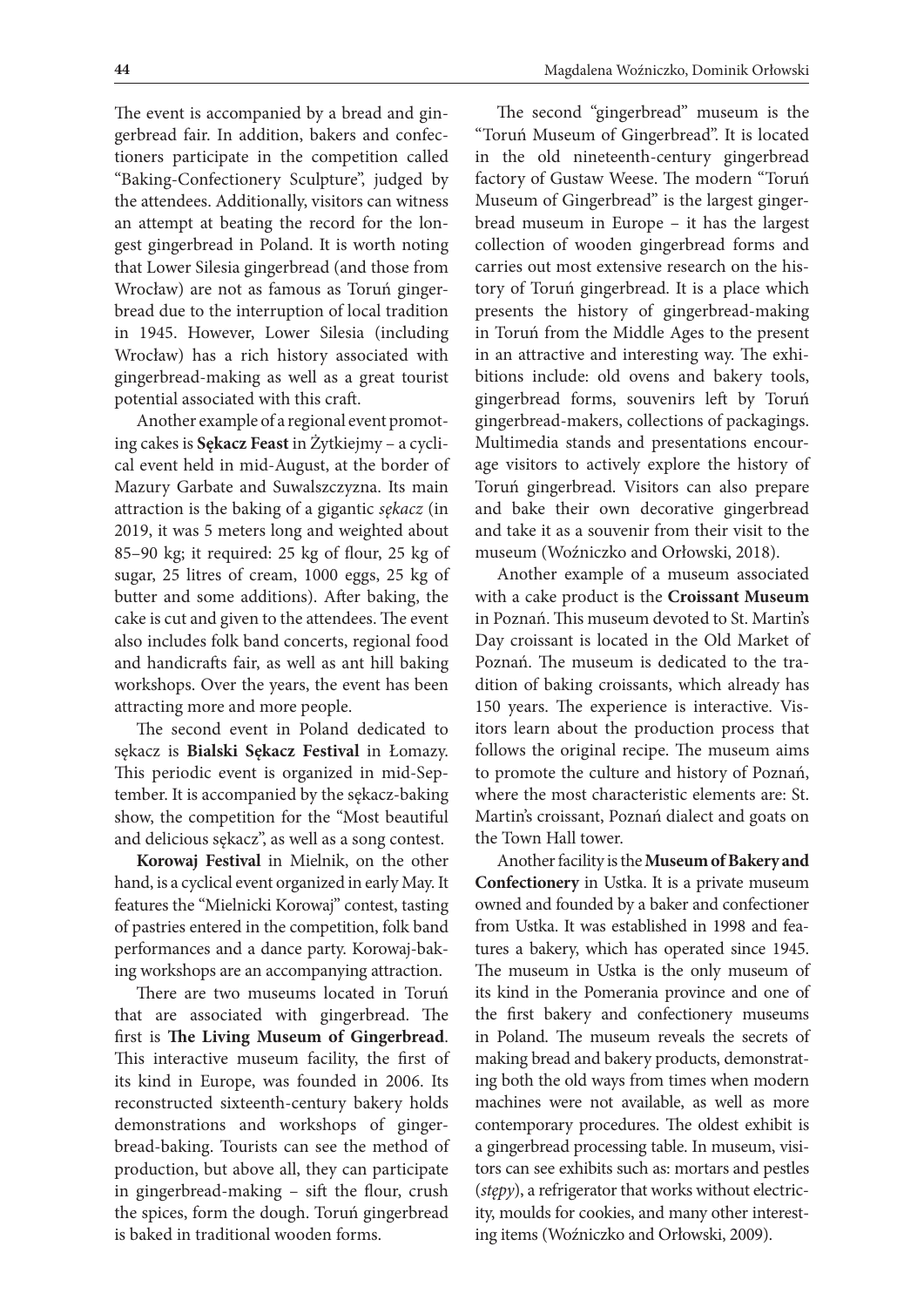The event is accompanied by a bread and gingerbread fair. In addition, bakers and confectioners participate in the competition called "Baking-Confectionery Sculpture", judged by the attendees. Additionally, visitors can witness an attempt at beating the record for the longest gingerbread in Poland. It is worth noting that Lower Silesia gingerbread (and those from Wrocław) are not as famous as Toruń gingerbread due to the interruption of local tradition in 1945. However, Lower Silesia (including Wrocław) has a rich history associated with gingerbread-making as well as a great tourist potential associated with this craft.

Another example of a regional event promoting cakes is **Sękacz Feast** in Żytkiejmy – a cyclical event held in mid-August, at the border of Mazury Garbate and Suwalszczyzna. Its main attraction is the baking of a gigantic *sękacz* (in 2019, it was 5 meters long and weighted about 85–90 kg; it required: 25 kg of flour, 25 kg of sugar, 25 litres of cream, 1000 eggs, 25 kg of butter and some additions). After baking, the cake is cut and given to the attendees. The event also includes folk band concerts, regional food and handicrafts fair, as well as ant hill baking workshops. Over the years, the event has been attracting more and more people.

The second event in Poland dedicated to sękacz is **Bialski Sękacz Festival** in Łomazy. This periodic event is organized in mid-September. It is accompanied by the sękacz-baking show, the competition for the "Most beautiful and delicious sękacz", as well as a song contest.

**Korowaj Festival** in Mielnik, on the other hand, is a cyclical event organized in early May. It features the "Mielnicki Korowaj" contest, tasting of pastries entered in the competition, folk band performances and a dance party. Korowaj-baking workshops are an accompanying attraction.

There are two museums located in Toruń that are associated with gingerbread. The first is **The Living Museum of Gingerbread**. This interactive museum facility, the first of its kind in Europe, was founded in 2006. Its reconstructed sixteenth-century bakery holds demonstrations and workshops of gingerbread-baking. Tourists can see the method of production, but above all, they can participate in gingerbread-making – sift the flour, crush the spices, form the dough. Toruń gingerbread is baked in traditional wooden forms.

The second "gingerbread" museum is the "Toruń Museum of Gingerbread". It is located in the old nineteenth-century gingerbread factory of Gustaw Weese. The modern "Toruń Museum of Gingerbread" is the largest gingerbread museum in Europe – it has the largest collection of wooden gingerbread forms and carries out most extensive research on the history of Toruń gingerbread. It is a place which presents the history of gingerbread-making in Toruń from the Middle Ages to the present in an attractive and interesting way. The exhibitions include: old ovens and bakery tools, gingerbread forms, souvenirs left by Toruń gingerbread-makers, collections of packagings. Multimedia stands and presentations encourage visitors to actively explore the history of Toruń gingerbread. Visitors can also prepare and bake their own decorative gingerbread and take it as a souvenir from their visit to the museum (Woźniczko and Orłowski, 2018).

Another example of a museum associated with a cake product is the **Croissant Museum** in Poznań. This museum devoted to St. Martin's Day croissant is located in the Old Market of Poznań. The museum is dedicated to the tradition of baking croissants, which already has 150 years. The experience is interactive. Visitors learn about the production process that follows the original recipe. The museum aims to promote the culture and history of Poznań, where the most characteristic elements are: St. Martin's croissant, Poznań dialect and goats on the Town Hall tower.

Another facility is the **Museum of Bakery and Confectionery** in Ustka. It is a private museum owned and founded by a baker and confectioner from Ustka. It was established in 1998 and features a bakery, which has operated since 1945. The museum in Ustka is the only museum of its kind in the Pomerania province and one of the first bakery and confectionery museums in Poland. The museum reveals the secrets of making bread and bakery products, demonstrating both the old ways from times when modern machines were not available, as well as more contemporary procedures. The oldest exhibit is a gingerbread processing table. In museum, visitors can see exhibits such as: mortars and pestles (*stępy*), a refrigerator that works without electricity, moulds for cookies, and many other interesting items (Woźniczko and Orłowski, 2009).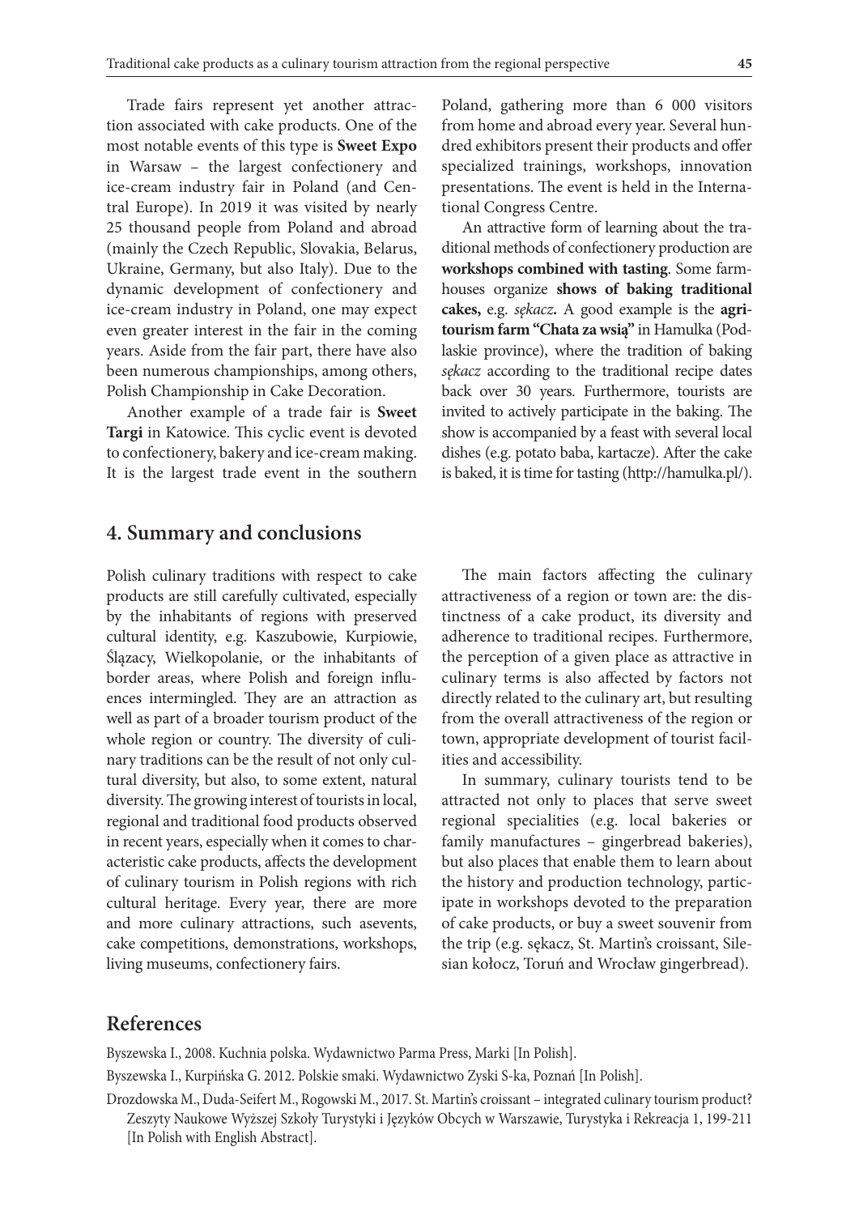Trade fairs represent yet another attraction associated with cake products. One of the most notable events of this type is **Sweet Expo** in Warsaw – the largest confectionery and ice-cream industry fair in Poland (and Central Europe). In 2019 it was visited by nearly 25 thousand people from Poland and abroad (mainly the Czech Republic, Slovakia, Belarus, Ukraine, Germany, but also Italy). Due to the dynamic development of confectionery and ice-cream industry in Poland, one may expect even greater interest in the fair in the coming years. Aside from the fair part, there have also been numerous championships, among others, Polish Championship in Cake Decoration.

Another example of a trade fair is **Sweet Targi** in Katowice. This cyclic event is devoted to confectionery, bakery and ice-cream making. It is the largest trade event in the southern Poland, gathering more than 6 000 visitors from home and abroad every year. Several hundred exhibitors present their products and offer specialized trainings, workshops, innovation presentations. The event is held in the International Congress Centre.

An attractive form of learning about the traditional methods of confectionery production are **workshops combined with tasting**. Some farmhouses organize **shows of baking traditional cakes,** e.g. *sękacz***.** A good example is the **agritourism farm "Chata za wsią"** in Hamulka (Podlaskie province), where the tradition of baking *sękacz* according to the traditional recipe dates back over 30 years. Furthermore, tourists are invited to actively participate in the baking. The show is accompanied by a feast with several local dishes (e.g. potato baba, kartacze). After the cake is baked, it is time for tasting (http://hamulka.pl/).

## 4. Summary and conclusions

Polish culinary traditions with respect to cake products are still carefully cultivated, especially by the inhabitants of regions with preserved cultural identity, e.g. Kaszubowie, Kurpiowie, Ślązacy, Wielkopolanie, or the inhabitants of border areas, where Polish and foreign influences intermingled. They are an attraction as well as part of a broader tourism product of the whole region or country. The diversity of culinary traditions can be the result of not only cultural diversity, but also, to some extent, natural diversity. The growing interest of tourists in local, regional and traditional food products observed in recent years, especially when it comes to characteristic cake products, affects the development of culinary tourism in Polish regions with rich cultural heritage. Every year, there are more and more culinary attractions, such asevents, cake competitions, demonstrations, workshops, living museums, confectionery fairs.

The main factors affecting the culinary attractiveness of a region or town are: the distinctness of a cake product, its diversity and adherence to traditional recipes. Furthermore, the perception of a given place as attractive in culinary terms is also affected by factors not directly related to the culinary art, but resulting from the overall attractiveness of the region or town, appropriate development of tourist facilities and accessibility.

In summary, culinary tourists tend to be attracted not only to places that serve sweet regional specialities (e.g. local bakeries or family manufactures – gingerbread bakeries), but also places that enable them to learn about the history and production technology, participate in workshops devoted to the preparation of cake products, or buy a sweet souvenir from the trip (e.g. sękacz, St. Martin's croissant, Silesian kołocz, Toruń and Wrocław gingerbread).

## References

Byszewska I., 2008. Kuchnia polska. Wydawnictwo Parma Press, Marki [In Polish].

Byszewska I., Kurpińska G. 2012. Polskie smaki. Wydawnictwo Zyski S-ka, Poznań [In Polish].

Drozdowska M., Duda-Seifert M., Rogowski M., 2017. St. Martin's croissant – integrated culinary tourism product? Zeszyty Naukowe Wyższej Szkoły Turystyki i Języków Obcych w Warszawie, Turystyka i Rekreacja 1, 199-211 [In Polish with English Abstract].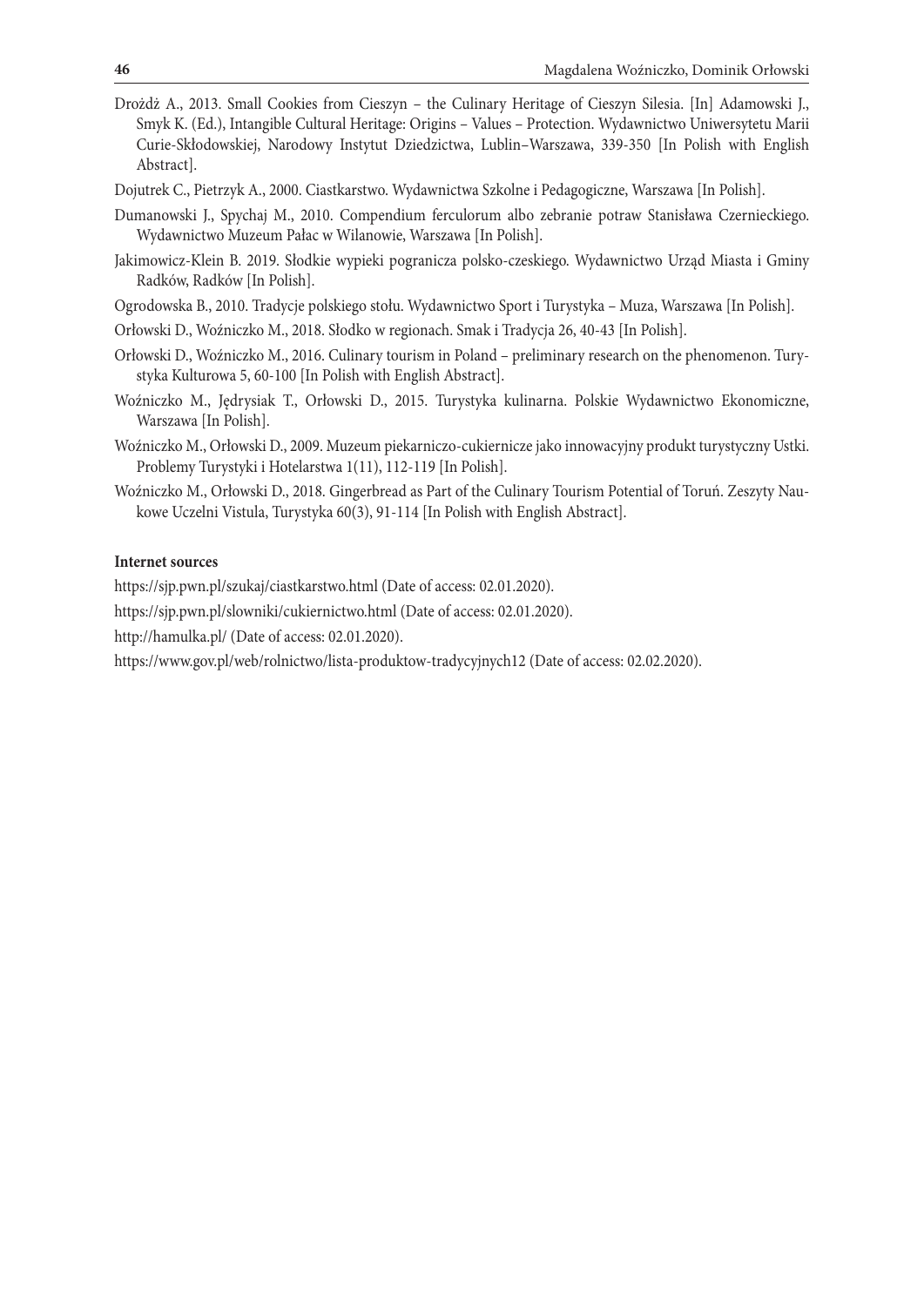Drożdż A., 2013. Small Cookies from Cieszyn – the Culinary Heritage of Cieszyn Silesia. [In] Adamowski J., Smyk K. (Ed.), Intangible Cultural Heritage: Origins – Values – Protection. Wydawnictwo Uniwersytetu Marii Curie-Skłodowskiej, Narodowy Instytut Dziedzictwa, Lublin–Warszawa, 339-350 [In Polish with English Abstract].

Dojutrek C., Pietrzyk A., 2000. Ciastkarstwo. Wydawnictwa Szkolne i Pedagogiczne, Warszawa [In Polish].

Dumanowski J., Spychaj M., 2010. Compendium ferculorum albo zebranie potraw Stanisława Czernieckiego. Wydawnictwo Muzeum Pałac w Wilanowie, Warszawa [In Polish].

Jakimowicz-Klein B. 2019. Słodkie wypieki pogranicza polsko-czeskiego. Wydawnictwo Urząd Miasta i Gminy Radków, Radków [In Polish].

Ogrodowska B., 2010. Tradycje polskiego stołu. Wydawnictwo Sport i Turystyka – Muza, Warszawa [In Polish].

Orłowski D., Woźniczko M., 2018. Słodko w regionach. Smak i Tradycja 26, 40-43 [In Polish].

Orłowski D., Woźniczko M., 2016. Culinary tourism in Poland – preliminary research on the phenomenon. Turystyka Kulturowa 5, 60-100 [In Polish with English Abstract].

Woźniczko M., Jędrysiak T., Orłowski D., 2015. Turystyka kulinarna. Polskie Wydawnictwo Ekonomiczne, Warszawa [In Polish].

Woźniczko M., Orłowski D., 2009. Muzeum piekarniczo-cukiernicze jako innowacyjny produkt turystyczny Ustki. Problemy Turystyki i Hotelarstwa 1(11), 112-119 [In Polish].

Woźniczko M., Orłowski D., 2018. Gingerbread as Part of the Culinary Tourism Potential of Toruń. Zeszyty Naukowe Uczelni Vistula, Turystyka 60(3), 91-114 [In Polish with English Abstract].

**Internet sources**

https://sjp.pwn.pl/szukaj/ciastkarstwo.html (Date of access: 02.01.2020).

https://sjp.pwn.pl/slowniki/cukiernictwo.html (Date of access: 02.01.2020).

http://hamulka.pl/ (Date of access: 02.01.2020).

https://www.gov.pl/web/rolnictwo/lista-produktow-tradycyjnych12 (Date of access: 02.02.2020).